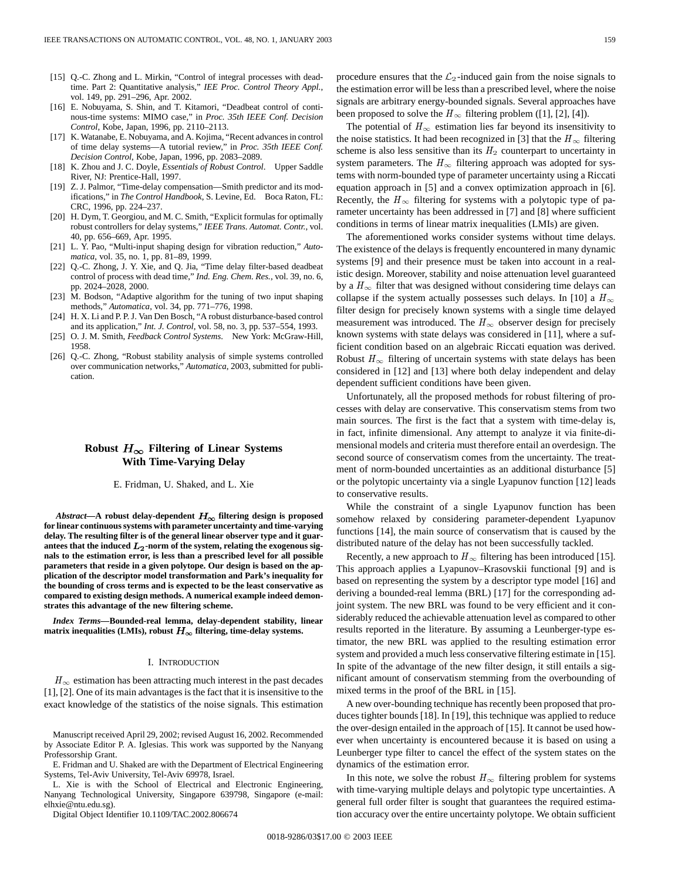[15] Q.-C. Zhong and L. Mirkin, "Control of integral processes with dead-time. Part 2: Quantitative analysis," *IEE Proc. Control Theory Appl.*, vol. 149, pp. 291–296, Apr. 2002.

[16] E. Nobuyama, S. Shin, and T. Kitamori, "Deadbeat control of continous-time systems: MIMO case," in *Proc. 35th IEEE Conf. Decision Control*, Kobe, Japan, 1996, pp. 2110–2113.

[17] K. Watanabe, E. Nobuyama, and A. Kojima, "Recent advances in control of time delay systems—A tutorial review," in *Proc. 35th IEEE Conf. Decision Control*, Kobe, Japan, 1996, pp. 2083–2089.

[18] K. Zhou and J. C. Doyle, *Essentials of Robust Control*. Upper Saddle River, NJ: Prentice-Hall, 1997.

[19] Z. J. Palmor, "Time-delay compensation—Smith predictor and its modifications," in *The Control Handbook*, S. Levine, Ed. Boca Raton, FL: CRC, 1996, pp. 224–237.

[20] H. Dym, T. Georgiou, and M. C. Smith, "Explicit formulas for optimally robust controllers for delay systems," *IEEE Trans. Automat. Contr.*, vol. 40, pp. 656–669, Apr. 1995.

[21] L. Y. Pao, "Multi-input shaping design for vibration reduction," *Automatica*, vol. 35, no. 1, pp. 81–89, 1999.

[22] Q.-C. Zhong, J. Y. Xie, and Q. Jia, "Time delay filter-based deadbeat control of process with dead time," *Ind. Eng. Chem. Res.*, vol. 39, no. 6, pp. 2024–2028, 2000.

[23] M. Bodson, "Adaptive algorithm for the tuning of two input shaping methods," *Automatica*, vol. 34, pp. 771–776, 1998.

[24] H. X. Li and P. P. J. Van Den Bosch, "A robust disturbance-based control and its application," *Int. J. Control*, vol. 58, no. 3, pp. 537–554, 1993.

[25] O. J. M. Smith, *Feedback Control Systems*. New York: McGraw-Hill, 1958.

[26] Q.-C. Zhong, "Robust stability analysis of simple systems controlled over communication networks," *Automatica*, 2003, submitted for publication.

# Robust $H_\infty$ Filtering of Linear Systems With Time-Varying Delay

E. Fridman, U. Shaked, and L. Xie

***Abstract*—A robust delay-dependent $H_\infty$ filtering design is proposed for linear continuous systems with parameter uncertainty and time-varying delay. The resulting filter is of the general linear observer type and it guarantees that the induced $L_2$-norm of the system, relating the exogenous signals to the estimation error, is less than a prescribed level for all possible parameters that reside in a given polytope. Our design is based on the application of the descriptor model transformation and Park's inequality for the bounding of cross terms and is expected to be the least conservative as compared to existing design methods. A numerical example indeed demonstrates this advantage of the new filtering scheme.**

***Index Terms*—Bounded-real lemma, delay-dependent stability, linear matrix inequalities (LMIs), robust $H_\infty$ filtering, time-delay systems.**

## I. Introduction

$H_\infty$ estimation has been attracting much interest in the past decades [1], [2]. One of its main advantages is the fact that it is insensitive to the exact knowledge of the statistics of the noise signals. This estimation procedure ensures that the $\mathcal{L}_2$-induced gain from the noise signals to the estimation error will be less than a prescribed level, where the noise signals are arbitrary energy-bounded signals. Several approaches have been proposed to solve the $H_\infty$ filtering problem ([1], [2], [4]).

The potential of $H_\infty$ estimation lies far beyond its insensitivity to the noise statistics. It had been recognized in [3] that the $H_\infty$ filtering scheme is also less sensitive than its $H_2$ counterpart to uncertainty in system parameters. The $H_\infty$ filtering approach was adopted for systems with norm-bounded type of parameter uncertainty using a Riccati equation approach in [5] and a convex optimization approach in [6]. Recently, the $H_\infty$ filtering for systems with a polytopic type of parameter uncertainty has been addressed in [7] and [8] where sufficient conditions in terms of linear matrix inequalities (LMIs) are given.

The aforementioned works consider systems without time delays. The existence of the delays is frequently encountered in many dynamic systems [9] and their presence must be taken into account in a realistic design. Moreover, stability and noise attenuation level guaranteed by a $H_\infty$ filter that was designed without considering time delays can collapse if the system actually possesses such delays. In [10] a $H_\infty$ filter design for precisely known systems with a single time delayed measurement was introduced. The $H_\infty$ observer design for precisely known systems with state delays was considered in [11], where a sufficient condition based on an algebraic Riccati equation was derived. Robust $H_\infty$ filtering of uncertain systems with state delays has been considered in [12] and [13] where both delay independent and delay dependent sufficient conditions have been given.

Unfortunately, all the proposed methods for robust filtering of processes with delay are conservative. This conservatism stems from two main sources. The first is the fact that a system with time-delay is, in fact, infinite dimensional. Any attempt to analyze it via finite-dimensional models and criteria must therefore entail an overdesign. The second source of conservatism comes from the uncertainty. The treatment of norm-bounded uncertainties as an additional disturbance [5] or the polytopic uncertainty via a single Lyapunov function [12] leads to conservative results.

While the constraint of a single Lyapunov function has been somehow relaxed by considering parameter-dependent Lyapunov functions [14], the main source of conservatism that is caused by the distributed nature of the delay has not been successfully tackled.

Recently, a new approach to $H_\infty$ filtering has been introduced [15]. This approach applies a Lyapunov–Krasovskii functional [9] and is based on representing the system by a descriptor type model [16] and deriving a bounded-real lemma (BRL) [17] for the corresponding adjoint system. The new BRL was found to be very efficient and it considerably reduced the achievable attenuation level as compared to other results reported in the literature. By assuming a Leunberger-type estimator, the new BRL was applied to the resulting estimation error system and provided a much less conservative filtering estimate in [15]. In spite of the advantage of the new filter design, it still entails a significant amount of conservatism stemming from the overbounding of mixed terms in the proof of the BRL in [15].

A new over-bounding technique has recently been proposed that produces tighter bounds [18]. In [19], this technique was applied to reduce the over-design entailed in the approach of [15]. It cannot be used however when uncertainty is encountered because it is based on using a Leunberger type filter to cancel the effect of the system states on the dynamics of the estimation error.

In this note, we solve the robust $H_\infty$ filtering problem for systems with time-varying multiple delays and polytopic type uncertainties. A general full order filter is sought that guarantees the required estimation accuracy over the entire uncertainty polytope. We obtain sufficient

Manuscript received April 29, 2002; revised August 16, 2002. Recommended by Associate Editor P. A. Iglesias. This work was supported by the Nanyang Professorship Grant.

E. Fridman and U. Shaked are with the Department of Electrical Engineering Systems, Tel-Aviv University, Tel-Aviv 69978, Israel.

L. Xie is with the School of Electrical and Electronic Engineering, Nanyang Technological University, Singapore 639798, Singapore (e-mail: elhxie@ntu.edu.sg).

Digital Object Identifier 10.1109/TAC.2002.806674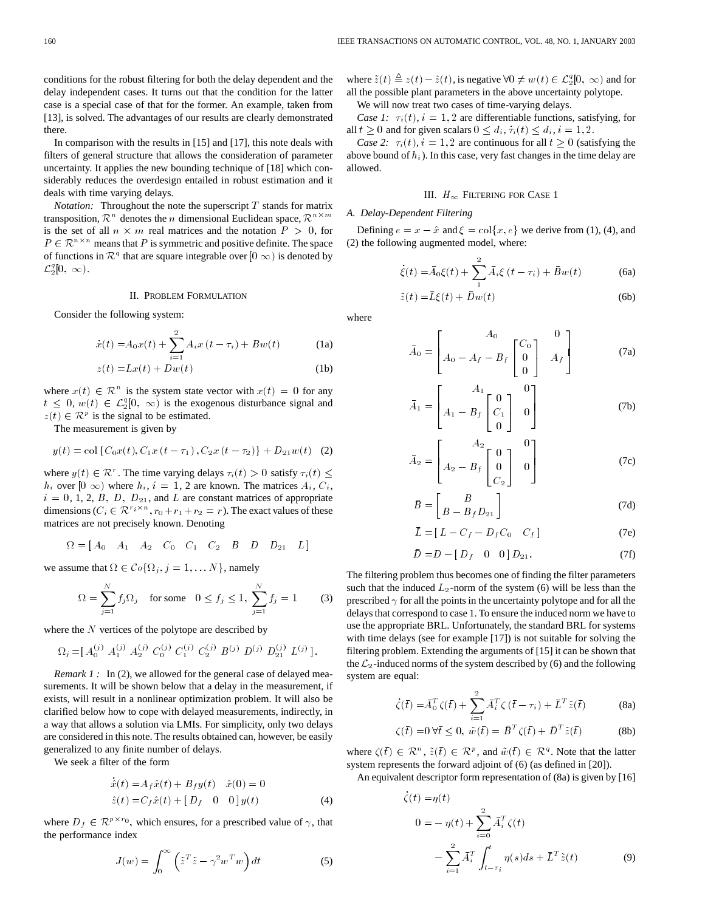conditions for the robust filtering for both the delay dependent and the delay independent cases. It turns out that the condition for the latter case is a special case of that for the former. An example, taken from [13], is solved. The advantages of our results are clearly demonstrated there.

In comparison with the results in [15] and [17], this note deals with filters of general structure that allows the consideration of parameter uncertainty. It applies the new bounding technique of [18] which considerably reduces the overdesign entailed in robust estimation and it deals with time varying delays.

*Notation:* Throughout the note the superscript $T$ stands for matrix transposition, $\mathcal{R}^n$ denotes the $n$ dimensional Euclidean space, $\mathcal{R}^{n\times m}$ is the set of all $n \times m$ real matrices and the notation $P > 0$, for $P \in \mathcal{R}^{n\times n}$ means that $P$ is symmetric and positive definite. The space of functions in $\mathcal{R}^q$ that are square integrable over $[0\ \infty)$ is denoted by $\mathcal{L}_2^q[0,\ \infty)$.

## II. Problem Formulation

Consider the following system:

$$\dot{x}(t) = A_0 x(t) + \sum_{i=1}^{2} A_i x(t-\tau_i) + Bw(t) \tag{1a}$$

$$z(t) = Lx(t) + Dw(t) \tag{1b}$$

where $x(t) \in \mathcal{R}^n$ is the system state vector with $x(t) = 0$ for any $t \leq 0$, $w(t) \in \mathcal{L}_2^q[0,\ \infty)$ is the exogenous disturbance signal and $z(t) \in \mathcal{R}^p$ is the signal to be estimated.

The measurement is given by

$$y(t) = \mathrm{col}\{C_0 x(t), C_1 x(t-\tau_1), C_2 x(t-\tau_2)\} + D_{21} w(t) \tag{2}$$

where $y(t) \in \mathcal{R}^r$. The time varying delays $\tau_i(t) > 0$ satisfy $\tau_i(t) \leq h_i$ over $[0\ \infty)$ where $h_i$, $i = 1, 2$ are known. The matrices $A_i$, $C_i$, $i = 0, 1, 2$, $B$, $D$, $D_{21}$, and $L$ are constant matrices of appropriate dimensions ($C_i \in \mathcal{R}^{r_i \times n}$, $r_0 + r_1 + r_2 = r$). The exact values of these matrices are not precisely known. Denoting

$$\Omega = [\, A_0 \quad A_1 \quad A_2 \quad C_0 \quad C_1 \quad C_2 \quad B \quad D \quad D_{21} \quad L \,]$$

we assume that $\Omega \in \mathcal{C}o\{\Omega_j, j = 1, \ldots N\}$, namely

$$\Omega = \sum_{j=1}^{N} f_j \Omega_j \quad \text{for some} \quad 0 \leq f_j \leq 1, \ \sum_{j=1}^{N} f_j = 1 \tag{3}$$

where the $N$ vertices of the polytope are described by

$$\Omega_j = [\, A_0^{(j)}\ A_1^{(j)}\ A_2^{(j)}\ C_0^{(j)}\ C_1^{(j)}\ C_2^{(j)}\ B^{(j)}\ D^{(j)}\ D_{21}^{(j)}\ L^{(j)} \,].$$

*Remark 1:* In (2), we allowed for the general case of delayed measurements. It will be shown below that a delay in the measurement, if exists, will result in a nonlinear optimization problem. It will also be clarified below how to cope with delayed measurements, indirectly, in a way that allows a solution via LMIs. For simplicity, only two delays are considered in this note. The results obtained can, however, be easily generalized to any finite number of delays.

We seek a filter of the form

$$\dot{\hat{x}}(t) = A_f \hat{x}(t) + B_f y(t) \quad \hat{x}(0) = 0$$

$$\hat{z}(t) = C_f \hat{x}(t) + [\, D_f \quad 0 \quad 0 \,] y(t) \tag{4}$$

where $D_f \in \mathcal{R}^{p \times r_0}$, which ensures, for a prescribed value of $\gamma$, that the performance index

$$J(w) = \int_0^\infty \left( \tilde{z}^T \tilde{z} - \gamma^2 w^T w \right) dt \tag{5}$$

where $\tilde{z}(t) \triangleq z(t) - \hat{z}(t)$, is negative $\forall 0 \neq w(t) \in \mathcal{L}_2^q[0,\ \infty)$ and for all the possible plant parameters in the above uncertainty polytope.

We will now treat two cases of time-varying delays.

*Case 1:* $\tau_i(t), i = 1, 2$ are differentiable functions, satisfying, for all $t \geq 0$ and for given scalars $0 \leq d_i, \dot{\tau}_i(t) \leq d_i, i = 1, 2$.

*Case 2:* $\tau_i(t), i = 1, 2$ are continuous for all $t \geq 0$ (satisfying the above bound of $h_i$). In this case, very fast changes in the time delay are allowed.

## III. $H_\infty$ Filtering for Case 1

### A. Delay-Dependent Filtering

Defining $e = x - \hat{x}$ and $\xi = \mathrm{col}\{x, e\}$ we derive from (1), (4), and (2) the following augmented model, where:

$$\dot{\xi}(t) = \bar{A}_0 \xi(t) + \sum_{1}^{2} \bar{A}_i \xi(t - \tau_i) + \bar{B} w(t) \tag{6a}$$

$$\tilde{z}(t) = \bar{L} \xi(t) + \bar{D} w(t) \tag{6b}$$

where

$$\bar{A}_0 = \begin{bmatrix} A_0 & 0 \\ A_0 - A_f - B_f \begin{bmatrix} C_0 \\ 0 \\ 0 \end{bmatrix} & A_f \end{bmatrix} \tag{7a}$$

$$\bar{A}_1 = \begin{bmatrix} A_1 & 0 \\ A_1 - B_f \begin{bmatrix} 0 \\ C_1 \\ 0 \end{bmatrix} & 0 \end{bmatrix} \tag{7b}$$

$$\bar{A}_2 = \begin{bmatrix} A_2 & 0 \\ A_2 - B_f \begin{bmatrix} 0 \\ 0 \\ C_2 \end{bmatrix} & 0 \end{bmatrix} \tag{7c}$$

$$\bar{B} = \begin{bmatrix} B \\ B - B_f D_{21} \end{bmatrix} \tag{7d}$$

$$\bar{L} = [\, L - C_f - D_f C_0 \quad C_f \,] \tag{7e}$$

$$\bar{D} = D - [\, D_f \quad 0 \quad 0 \,] D_{21}. \tag{7f}$$

The filtering problem thus becomes one of finding the filter parameters such that the induced $L_2$-norm of the system (6) will be less than the prescribed $\gamma$ for all the points in the uncertainty polytope and for all the delays that correspond to case 1. To ensure the induced norm we have to use the appropriate BRL. Unfortunately, the standard BRL for systems with time delays (see for example [17]) is not suitable for solving the filtering problem. Extending the arguments of [15] it can be shown that the $\mathcal{L}_2$-induced norms of the system described by (6) and the following system are equal:

$$\dot{\zeta}(\bar{t}) = \bar{A}_0^T \zeta(\bar{t}) + \sum_{i=1}^{2} \bar{A}_i^T \zeta(\bar{t} - \tau_i) + \bar{L}^T \tilde{z}(\bar{t}) \tag{8a}$$

$$\zeta(\bar{t}) = 0\ \forall \bar{t} \leq 0, \ \tilde{w}(\bar{t}) = \bar{B}^T \zeta(\bar{t}) + \bar{D}^T \tilde{z}(\bar{t}) \tag{8b}$$

where $\zeta(\bar{t}) \in \mathcal{R}^n$, $\tilde{z}(\bar{t}) \in \mathcal{R}^p$, and $\tilde{w}(\bar{t}) \in \mathcal{R}^q$. Note that the latter system represents the forward adjoint of (6) (as defined in [20]).

An equivalent descriptor form representation of (8a) is given by [16]

$$\dot{\zeta}(t) = \eta(t)$$

$$0 = -\eta(t) + \sum_{i=0}^{2} \bar{A}_i^T \zeta(t) - \sum_{i=1}^{2} \bar{A}_i^T \int_{t-\tau_i}^{t} \eta(s) ds + \bar{L}^T \tilde{z}(t) \tag{9}$$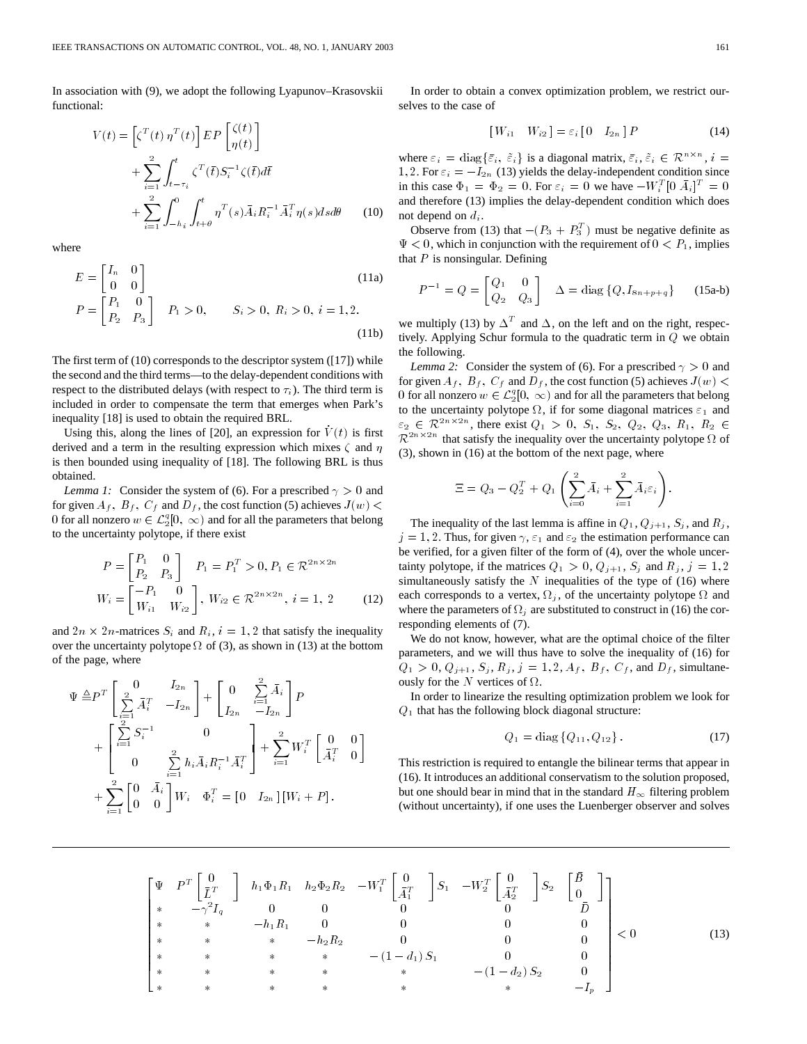In association with (9), we adopt the following Lyapunov–Krasovskii functional:

$$
\begin{aligned}
V(t) = &\left[\zeta^T(t)\, \eta^T(t)\right] EP \begin{bmatrix} \zeta(t) \\ \eta(t) \end{bmatrix} \\
&+ \sum_{i=1}^{2} \int_{t-\tau_i}^{t} \zeta^T(\bar{t}) S_i^{-1} \zeta(\bar{t}) d\bar{t} \\
&+ \sum_{i=1}^{2} \int_{-h_i}^{0} \int_{t+\theta}^{t} \eta^T(s) \bar{A}_i R_i^{-1} \bar{A}_i^T \eta(s) ds d\theta
\end{aligned} \tag{10}
$$

where

$$
E = \begin{bmatrix} I_n & 0 \\ 0 & 0 \end{bmatrix} \tag{11a}
$$

$$
P = \begin{bmatrix} P_1 & 0 \\ P_2 & P_3 \end{bmatrix} \quad P_1 > 0, \qquad S_i > 0, \; R_i > 0, \; i = 1, 2. \tag{11b}
$$

The first term of (10) corresponds to the descriptor system ([17]) while the second and the third terms—to the delay-dependent conditions with respect to the distributed delays (with respect to $\tau_i$). The third term is included in order to compensate the term that emerges when Park's inequality [18] is used to obtain the required BRL.

Using this, along the lines of [20], an expression for $\dot{V}(t)$ is first derived and a term in the resulting expression which mixes $\zeta$ and $\eta$ is then bounded using inequality of [18]. The following BRL is thus obtained.

*Lemma 1:* Consider the system of (6). For a prescribed $\gamma > 0$ and for given $A_f$, $B_f$, $C_f$ and $D_f$, the cost function (5) achieves $J(w) < 0$ for all nonzero $w \in \mathcal{L}_2^q[0, \infty)$ and for all the parameters that belong to the uncertainty polytope, if there exist

$$
\begin{aligned}
P &= \begin{bmatrix} P_1 & 0 \\ P_2 & P_3 \end{bmatrix} \quad P_1 = P_1^T > 0, P_1 \in \mathcal{R}^{2n \times 2n} \\
W_i &= \begin{bmatrix} -P_1 & 0 \\ W_{i1} & W_{i2} \end{bmatrix}, \; W_{i2} \in \mathcal{R}^{2n \times 2n}, \; i = 1, \; 2
\end{aligned} \tag{12}
$$

and $2n \times 2n$-matrices $S_i$ and $R_i$, $i = 1, 2$ that satisfy the inequality over the uncertainty polytope $\Omega$ of (3), as shown in (13) at the bottom of the page, where

$$
\begin{aligned}
\Psi \triangleq\; & P^T \begin{bmatrix} 0 & I_{2n} \\ \sum_{i=1}^{2} \bar{A}_i^T & -I_{2n} \end{bmatrix} + \begin{bmatrix} 0 & \sum_{i=1}^{2} \bar{A}_i \\ I_{2n} & -I_{2n} \end{bmatrix} P \\
&+ \begin{bmatrix} \sum_{i=1}^{2} S_i^{-1} & 0 \\ 0 & \sum_{i=1}^{2} h_i \bar{A}_i R_i^{-1} \bar{A}_i^T \end{bmatrix} + \sum_{i=1}^{2} W_i^T \begin{bmatrix} 0 & 0 \\ \bar{A}_i^T & 0 \end{bmatrix} \\
&+ \sum_{i=1}^{2} \begin{bmatrix} 0 & \bar{A}_i \\ 0 & 0 \end{bmatrix} W_i \quad \Phi_i^T = [0 \quad I_{2n}\,] [W_i + P].
\end{aligned}
$$

$$
\begin{bmatrix}
\Psi & P^T \begin{bmatrix} 0 \\ \bar{L}^T \end{bmatrix} & h_1 \Phi_1 R_1 & h_2 \Phi_2 R_2 & -W_1^T \begin{bmatrix} 0 \\ \bar{A}_1^T \end{bmatrix} S_1 & -W_2^T \begin{bmatrix} 0 \\ \bar{A}_2^T \end{bmatrix} S_2 & \begin{bmatrix} \bar{B} \\ 0 \end{bmatrix} \\
* & -\gamma^2 I_q & 0 & 0 & 0 & 0 & \bar{D} \\
* & * & -h_1 R_1 & 0 & 0 & 0 & 0 \\
* & * & * & -h_2 R_2 & 0 & 0 & 0 \\
* & * & * & * & -(1-d_1) S_1 & 0 & 0 \\
* & * & * & * & * & -(1-d_2) S_2 & 0 \\
* & * & * & * & * & * & -I_p
\end{bmatrix} < 0 \tag{13}
$$

In order to obtain a convex optimization problem, we restrict ourselves to the case of

$$
[W_{i1} \quad W_{i2}] = \varepsilon_i [0 \quad I_{2n}\,] P \tag{14}
$$

where $\varepsilon_i = \text{diag}\{\bar{\varepsilon}_i, \tilde{\varepsilon}_i\}$ is a diagonal matrix, $\bar{\varepsilon}_i, \tilde{\varepsilon}_i \in \mathcal{R}^{n \times n}$, $i = 1, 2$. For $\varepsilon_i = -I_{2n}$ (13) yields the delay-independent condition since in this case $\Phi_1 = \Phi_2 = 0$. For $\varepsilon_i = 0$ we have $-W_i^T [0 \; \bar{A}_i]^T = 0$ and therefore (13) implies the delay-dependent condition which does not depend on $d_i$.

Observe from (13) that $-(P_3 + P_3^T)$ must be negative definite as $\Psi < 0$, which in conjunction with the requirement of $0 < P_1$, implies that $P$ is nonsingular. Defining

$$
P^{-1} = Q = \begin{bmatrix} Q_1 & 0 \\ Q_2 & Q_3 \end{bmatrix} \quad \Delta = \text{diag}\{Q, I_{8n+p+q}\} \tag{15a-b}
$$

we multiply (13) by $\Delta^T$ and $\Delta$, on the left and on the right, respectively. Applying Schur formula to the quadratic term in $Q$ we obtain the following.

*Lemma 2:* Consider the system of (6). For a prescribed $\gamma > 0$ and for given $A_f$, $B_f$, $C_f$ and $D_f$, the cost function (5) achieves $J(w) < 0$ for all nonzero $w \in \mathcal{L}_2^q[0, \infty)$ and for all the parameters that belong to the uncertainty polytope $\Omega$, if for some diagonal matrices $\varepsilon_1$ and $\varepsilon_2 \in \mathcal{R}^{2n \times 2n}$, there exist $Q_1 > 0$, $S_1$, $S_2$, $Q_2$, $Q_3$, $R_1$, $R_2 \in \mathcal{R}^{2n \times 2n}$ that satisfy the inequality over the uncertainty polytope $\Omega$ of (3), shown in (16) at the bottom of the next page, where

$$
\Xi = Q_3 - Q_2^T + Q_1 \left( \sum_{i=0}^{2} \bar{A}_i + \sum_{i=1}^{2} \bar{A}_i \varepsilon_i \right).
$$

The inequality of the last lemma is affine in $Q_1, Q_{j+1}, S_j$, and $R_j$, $j = 1, 2$. Thus, for given $\gamma$, $\varepsilon_1$ and $\varepsilon_2$ the estimation performance can be verified, for a given filter of the form of (4), over the whole uncertainty polytope, if the matrices $Q_1 > 0$, $Q_{j+1}$, $S_j$ and $R_j$, $j = 1, 2$ simultaneously satisfy the $N$ inequalities of the type of (16) where each corresponds to a vertex, $\Omega_j$, of the uncertainty polytope $\Omega$ and where the parameters of $\Omega_j$ are substituted to construct in (16) the corresponding elements of (7).

We do not know, however, what are the optimal choice of the filter parameters, and we will thus have to solve the inequality of (16) for $Q_1 > 0$, $Q_{j+1}$, $S_j$, $R_j$, $j = 1, 2$, $A_f$, $B_f$, $C_f$, and $D_f$, simultaneously for the $N$ vertices of $\Omega$.

In order to linearize the resulting optimization problem we look for $Q_1$ that has the following block diagonal structure:

$$
Q_1 = \text{diag}\{Q_{11}, Q_{12}\}. \tag{17}
$$

This restriction is required to entangle the bilinear terms that appear in (16). It introduces an additional conservatism to the solution proposed, but one should bear in mind that in the standard $H_\infty$ filtering problem (without uncertainty), if one uses the Luenberger observer and solves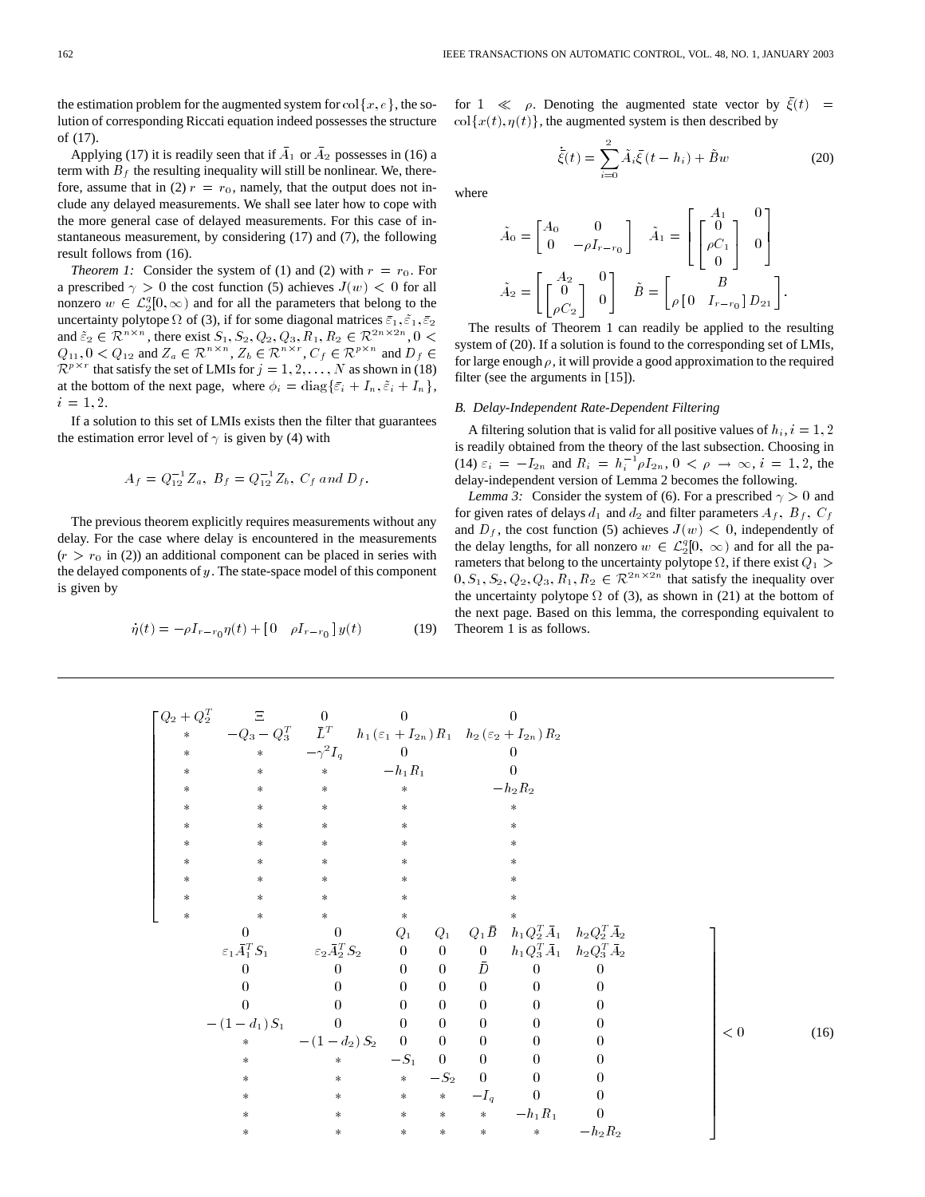the estimation problem for the augmented system for $\mathrm{col}\{x, e\}$, the solution of corresponding Riccati equation indeed possesses the structure of (17).

Applying (17) it is readily seen that if $\bar{A}_1$ or $\bar{A}_2$ possesses in (16) a term with $B_f$ the resulting inequality will still be nonlinear. We, therefore, assume that in (2) $r = r_0$, namely, that the output does not include any delayed measurements. We shall see later how to cope with the more general case of delayed measurements. For this case of instantaneous measurement, by considering (17) and (7), the following result follows from (16).

*Theorem 1:* Consider the system of (1) and (2) with $r = r_0$. For a prescribed $\gamma > 0$ the cost function (5) achieves $J(w) < 0$ for all nonzero $w \in \mathcal{L}_2^q[0, \infty)$ and for all the parameters that belong to the uncertainty polytope $\Omega$ of (3), if for some diagonal matrices $\bar{\varepsilon}_1, \hat{\varepsilon}_1, \bar{\varepsilon}_2$ and $\hat{\varepsilon}_2 \in \mathcal{R}^{n\times n}$, there exist $S_1, S_2, Q_2, Q_3, R_1, R_2 \in \mathcal{R}^{2n\times 2n}, 0 < Q_{11}, 0 < Q_{12}$ and $Z_a \in \mathcal{R}^{n\times n}, Z_b \in \mathcal{R}^{n\times r}, C_f \in \mathcal{R}^{p\times n}$ and $D_f \in \mathcal{R}^{p\times r}$ that satisfy the set of LMIs for $j = 1, 2, \ldots, N$ as shown in (18) at the bottom of the next page, where $\phi_i = \mathrm{diag}\{\bar{\varepsilon}_i + I_n, \hat{\varepsilon}_i + I_n\}$, $i = 1, 2$.

If a solution to this set of LMIs exists then the filter that guarantees the estimation error level of $\gamma$ is given by (4) with

$$A_f = Q_{12}^{-1} Z_a,\ B_f = Q_{12}^{-1} Z_b,\ C_f \ and \ D_f.$$

The previous theorem explicitly requires measurements without any delay. For the case where delay is encountered in the measurements ($r > r_0$ in (2)) an additional component can be placed in series with the delayed components of $y$. The state-space model of this component is given by

$$\dot{\eta}(t) = -\rho I_{r-r_0}\eta(t) + \begin{bmatrix} 0 & \rho I_{r-r_0} \end{bmatrix} y(t) \tag{19}$$

for $1 \ll \rho$. Denoting the augmented state vector by $\bar{\xi}(t) = \mathrm{col}\{x(t), \eta(t)\}$, the augmented system is then described by

$$\dot{\tilde{\xi}}(t) = \sum_{i=0}^{2} \tilde{A}_i \tilde{\xi}(t - h_i) + \tilde{B}w \tag{20}$$

where

$$\tilde{A}_0 = \begin{bmatrix} A_0 & 0 \\ 0 & -\rho I_{r-r_0} \end{bmatrix} \quad \tilde{A}_1 = \begin{bmatrix} A_1 & 0 \\ \begin{bmatrix} 0 \\ \rho C_1 \\ 0 \end{bmatrix} & 0 \end{bmatrix}$$

$$\tilde{A}_2 = \begin{bmatrix} A_2 & 0 \\ \begin{bmatrix} 0 \\ \rho C_2 \end{bmatrix} & 0 \end{bmatrix} \quad \tilde{B} = \begin{bmatrix} B \\ \rho \begin{bmatrix} 0 & I_{r-r_0} \end{bmatrix} D_{21} \end{bmatrix}.$$

The results of Theorem 1 can readily be applied to the resulting system of (20). If a solution is found to the corresponding set of LMIs, for large enough $\rho$, it will provide a good approximation to the required filter (see the arguments in [15]).

### B. Delay-Independent Rate-Dependent Filtering

A filtering solution that is valid for all positive values of $h_i, i = 1, 2$ is readily obtained from the theory of the last subsection. Choosing in (14) $\varepsilon_i = -I_{2n}$ and $R_i = h_i^{-1}\rho I_{2n}, 0 < \rho \to \infty, i = 1, 2$, the delay-independent version of Lemma 2 becomes the following.

*Lemma 3:* Consider the system of (6). For a prescribed $\gamma > 0$ and for given rates of delays $d_1$ and $d_2$ and filter parameters $A_f$, $B_f$, $C_f$ and $D_f$, the cost function (5) achieves $J(w) < 0$, independently of the delay lengths, for all nonzero $w \in \mathcal{L}_2^q[0, \infty)$ and for all the parameters that belong to the uncertainty polytope $\Omega$, if there exist $Q_1 > 0, S_1, S_2, Q_2, Q_3, R_1, R_2 \in \mathcal{R}^{2n\times 2n}$ that satisfy the inequality over the uncertainty polytope $\Omega$ of (3), as shown in (21) at the bottom of the next page. Based on this lemma, the corresponding equivalent to Theorem 1 is as follows.

$$\begin{bmatrix}
Q_2 + Q_2^T & \Xi & 0 & 0 & 0 & 0 & 0 & Q_1 & Q_1 & Q_1\bar{B} & h_1 Q_2^T \bar{A}_1 & h_2 Q_2^T \bar{A}_2 \\
* & -Q_3 - Q_3^T & \bar{L}^T & h_1(\varepsilon_1 + I_{2n})R_1 & h_2(\varepsilon_2 + I_{2n})R_2 & \varepsilon_1 \bar{A}_1^T S_1 & \varepsilon_2 \bar{A}_2^T S_2 & 0 & 0 & 0 & h_1 Q_3^T \bar{A}_1 & h_2 Q_3^T \bar{A}_2 \\
* & * & -\gamma^2 I_q & 0 & 0 & 0 & 0 & 0 & 0 & \bar{D} & 0 & 0 \\
* & * & * & -h_1 R_1 & 0 & 0 & 0 & 0 & 0 & 0 & 0 & 0 \\
* & * & * & * & -h_2 R_2 & 0 & 0 & 0 & 0 & 0 & 0 & 0 \\
* & * & * & * & * & -(1 - d_1)S_1 & 0 & 0 & 0 & 0 & 0 & 0 \\
* & * & * & * & * & * & -(1 - d_2)S_2 & 0 & 0 & 0 & 0 & 0 \\
* & * & * & * & * & * & * & -S_1 & 0 & 0 & 0 & 0 \\
* & * & * & * & * & * & * & * & -S_2 & 0 & 0 & 0 \\
* & * & * & * & * & * & * & * & * & -I_q & 0 & 0 \\
* & * & * & * & * & * & * & * & * & * & -h_1 R_1 & 0 \\
* & * & * & * & * & * & * & * & * & * & * & -h_2 R_2
\end{bmatrix} < 0 \tag{16}$$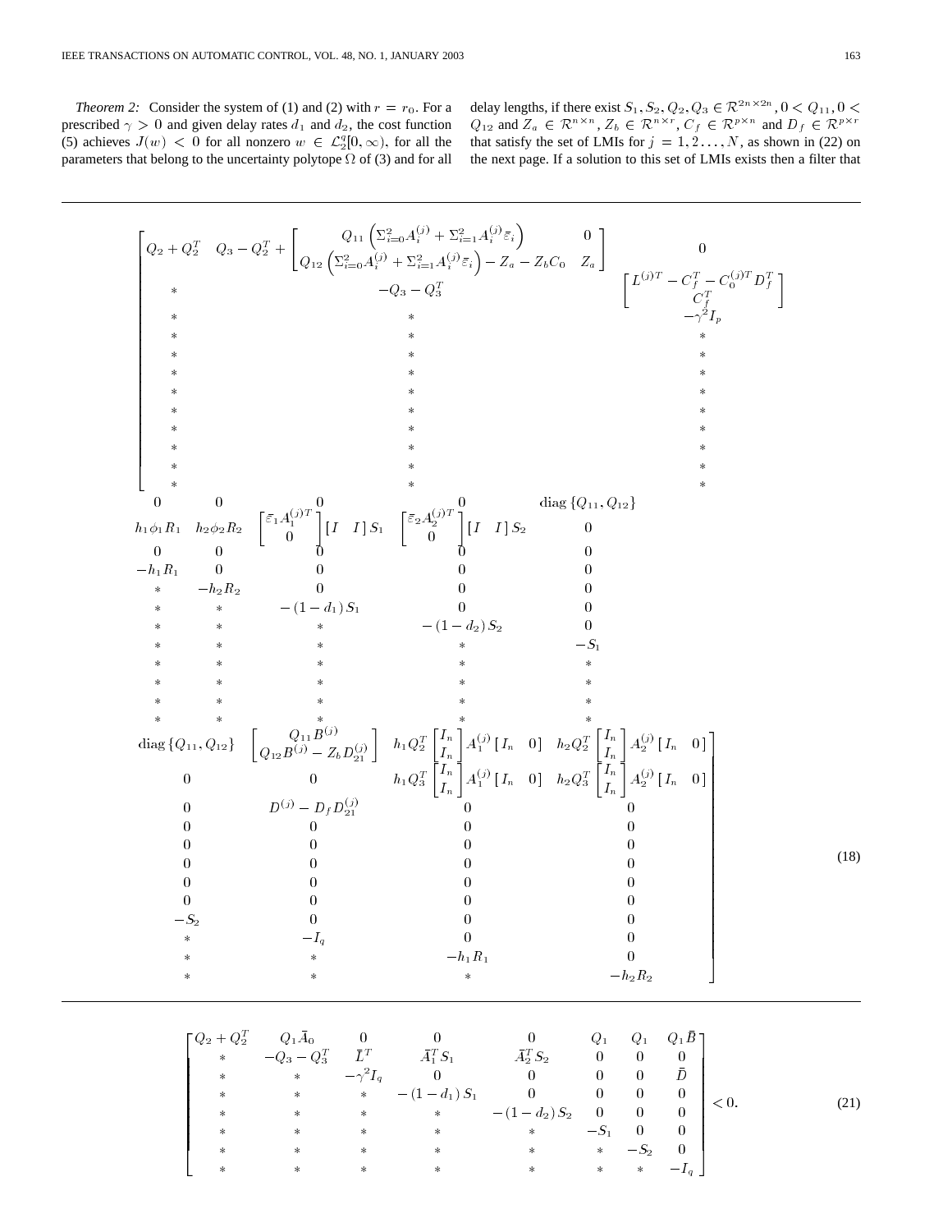*Theorem 2:* Consider the system of (1) and (2) with $r = r_0$. For a prescribed $\gamma > 0$ and given delay rates $d_1$ and $d_2$, the cost function (5) achieves $J(w) < 0$ for all nonzero $w \in \mathcal{L}_2^q[0, \infty)$, for all the parameters that belong to the uncertainty polytope $\Omega$ of (3) and for all delay lengths, if there exist $S_1, S_2, Q_2, Q_3 \in \mathcal{R}^{2n \times 2n}, 0 < Q_{11}, 0 < Q_{12}$ and $Z_a \in \mathcal{R}^{n \times n}$, $Z_b \in \mathcal{R}^{n \times r}$, $C_f \in \mathcal{R}^{p \times n}$ and $D_f \in \mathcal{R}^{p \times r}$ that satisfy the set of LMIs for $j = 1, 2 \ldots, N$, as shown in (22) on the next page. If a solution to this set of LMIs exists then a filter that

$$
\left[\begin{array}{cccccccccccc}
Q_2 + Q_2^T & Q_3 - Q_2^T + \begin{bmatrix} Q_{11}\left(\Sigma_{i=0}^2 A_i^{(j)} + \Sigma_{i=1}^2 A_i^{(j)} \bar{\varepsilon}_i\right) & 0 \\ Q_{12}\left(\Sigma_{i=0}^2 A_i^{(j)} + \Sigma_{i=1}^2 A_i^{(j)} \bar{\varepsilon}_i\right) - Z_a - Z_b C_0 & Z_a \end{bmatrix} & 0 & 0 & 0 & 0 & 0 & \mathrm{diag}\{Q_{11}, Q_{12}\} & \mathrm{diag}\{Q_{11}, Q_{12}\} & \begin{bmatrix} Q_{11} B^{(j)} \\ Q_{12} B^{(j)} - Z_b D_{21}^{(j)} \end{bmatrix} & h_1 Q_2^T \begin{bmatrix} I_n \\ I_n \end{bmatrix} A_1^{(j)} \begin{bmatrix} I_n & 0 \end{bmatrix} & h_2 Q_2^T \begin{bmatrix} I_n \\ I_n \end{bmatrix} A_2^{(j)} \begin{bmatrix} I_n & 0 \end{bmatrix} \\
* & -Q_3 - Q_3^T & \begin{bmatrix} L^{(j)T} - C_f^T - C_0^{(j)T} D_f^T \\ C_f^T \end{bmatrix} & h_1 \phi_1 R_1 & h_2 \phi_2 R_2 & \begin{bmatrix} \bar{\varepsilon}_1 A_1^{(j)T} \\ 0 \end{bmatrix} \begin{bmatrix} I & I \end{bmatrix} S_1 & \begin{bmatrix} \bar{\varepsilon}_2 A_2^{(j)T} \\ 0 \end{bmatrix} \begin{bmatrix} I & I \end{bmatrix} S_2 & 0 & 0 & 0 & h_1 Q_3^T \begin{bmatrix} I_n \\ I_n \end{bmatrix} A_1^{(j)} \begin{bmatrix} I_n & 0 \end{bmatrix} & h_2 Q_3^T \begin{bmatrix} I_n \\ I_n \end{bmatrix} A_2^{(j)} \begin{bmatrix} I_n & 0 \end{bmatrix} \\
* & * & -\gamma^2 I_p & 0 & 0 & 0 & 0 & 0 & 0 & D^{(j)} - D_f D_{21}^{(j)} & 0 & 0 \\
* & * & * & -h_1 R_1 & 0 & 0 & 0 & 0 & 0 & 0 & 0 & 0 \\
* & * & * & * & -h_2 R_2 & 0 & 0 & 0 & 0 & 0 & 0 & 0 \\
* & * & * & * & * & -(1 - d_1) S_1 & 0 & 0 & 0 & 0 & 0 & 0 \\
* & * & * & * & * & * & -(1 - d_2) S_2 & 0 & 0 & 0 & 0 & 0 \\
* & * & * & * & * & * & * & -S_1 & 0 & 0 & 0 & 0 \\
* & * & * & * & * & * & * & * & -S_2 & 0 & 0 & 0 \\
* & * & * & * & * & * & * & * & * & -I_q & 0 & 0 \\
* & * & * & * & * & * & * & * & * & * & -h_1 R_1 & 0 \\
* & * & * & * & * & * & * & * & * & * & * & -h_2 R_2
\end{array}\right] \tag{18}
$$

$$
\begin{bmatrix}
Q_2 + Q_2^T & Q_1 \bar{A}_0 & 0 & 0 & 0 & Q_1 & Q_1 & Q_1 \bar{B} \\
* & -Q_3 - Q_3^T & \bar{L}^T & \bar{A}_1^T S_1 & \bar{A}_2^T S_2 & 0 & 0 & 0 \\
* & * & -\gamma^2 I_q & 0 & 0 & 0 & 0 & \bar{D} \\
* & * & * & -(1 - d_1) S_1 & 0 & 0 & 0 & 0 \\
* & * & * & * & -(1 - d_2) S_2 & 0 & 0 & 0 \\
* & * & * & * & * & -S_1 & 0 & 0 \\
* & * & * & * & * & * & -S_2 & 0 \\
* & * & * & * & * & * & * & -I_q
\end{bmatrix} < 0. \tag{21}
$$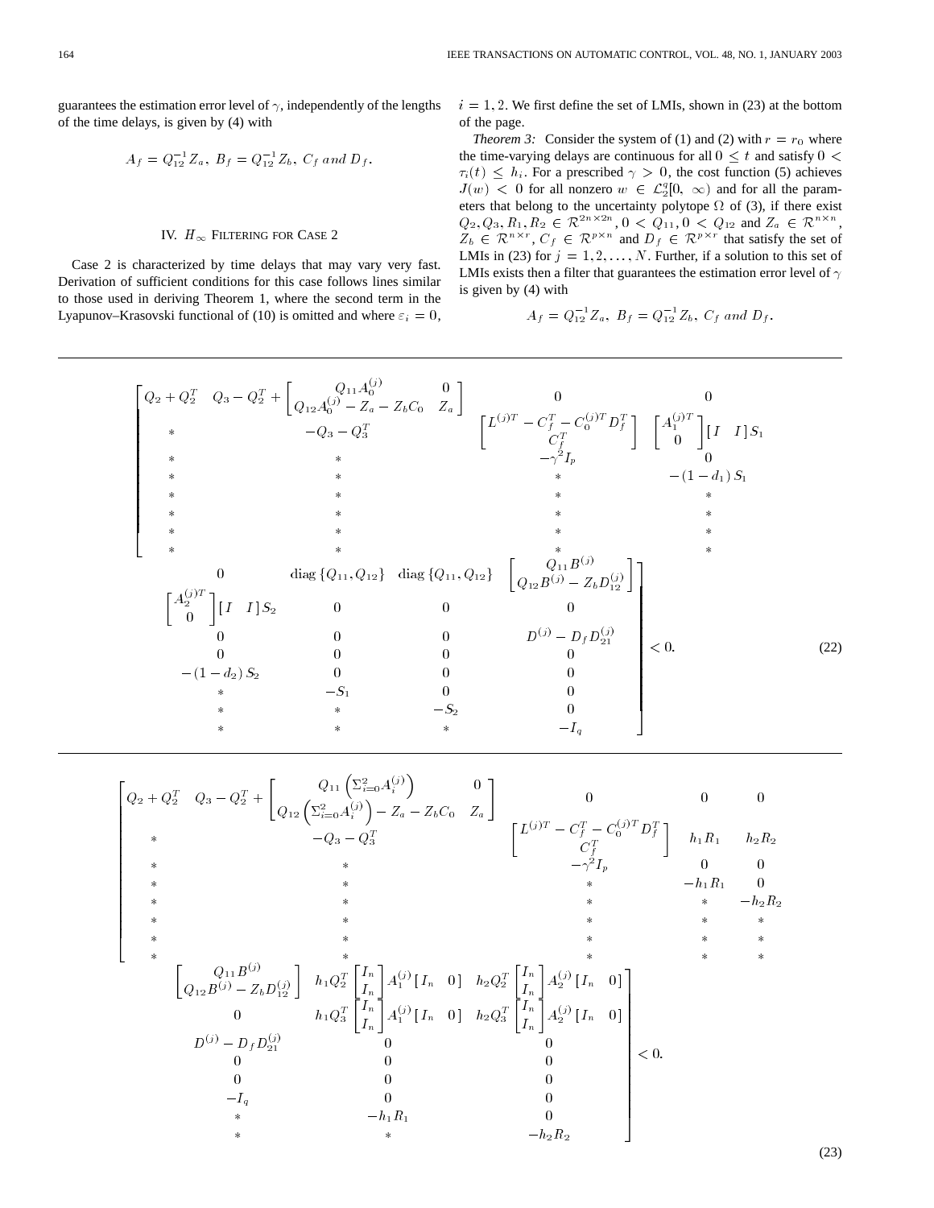guarantees the estimation error level of $\gamma$, independently of the lengths of the time delays, is given by (4) with

$$A_f = Q_{12}^{-1} Z_a,\ B_f = Q_{12}^{-1} Z_b,\ C_f \ and\ D_f.$$

## IV. $H_\infty$ Filtering for Case 2

Case 2 is characterized by time delays that may vary very fast. Derivation of sufficient conditions for this case follows lines similar to those used in deriving Theorem 1, where the second term in the Lyapunov–Krasovski functional of (10) is omitted and where $\varepsilon_i = 0$, $i = 1, 2$. We first define the set of LMIs, shown in (23) at the bottom of the page.

*Theorem 3:* Consider the system of (1) and (2) with $r = r_0$ where the time-varying delays are continuous for all $0 \le t$ and satisfy $0 < \tau_i(t) \le h_i$. For a prescribed $\gamma > 0$, the cost function (5) achieves $J(w) < 0$ for all nonzero $w \in \mathcal{L}_2^q[0,\ \infty)$ and for all the parameters that belong to the uncertainty polytope $\Omega$ of (3), if there exist $Q_2, Q_3, R_1, R_2 \in \mathcal{R}^{2n\times 2n}, 0 < Q_{11}, 0 < Q_{12}$ and $Z_a \in \mathcal{R}^{n\times n}$, $Z_b \in \mathcal{R}^{n\times r}$, $C_f \in \mathcal{R}^{p\times n}$ and $D_f \in \mathcal{R}^{p\times r}$ that satisfy the set of LMIs in (23) for $j = 1, 2, \ldots, N$. Further, if a solution to this set of LMIs exists then a filter that guarantees the estimation error level of $\gamma$ is given by (4) with

$$A_f = Q_{12}^{-1} Z_a,\ B_f = Q_{12}^{-1} Z_b,\ C_f \ and\ D_f.$$

$$\begin{bmatrix}
Q_2+Q_2^T & Q_3-Q_2^T+\begin{bmatrix} Q_{11}A_0^{(j)} & 0 \\ Q_{12}A_0^{(j)}-Z_a-Z_bC_0 & Z_a\end{bmatrix} & 0 & 0 & 0 & \mathrm{diag}\{Q_{11},Q_{12}\} & \mathrm{diag}\{Q_{11},Q_{12}\} & \begin{bmatrix} Q_{11}B^{(j)} \\ Q_{12}B^{(j)}-Z_bD_{12}^{(j)}\end{bmatrix} \\
* & -Q_3-Q_3^T & \begin{bmatrix} L^{(j)T}-C_f^T-C_0^{(j)T}D_f^T \\ C_f^T\end{bmatrix} & \begin{bmatrix} A_1^{(j)T} \\ 0\end{bmatrix}[I\ \ I]S_1 & \begin{bmatrix} A_2^{(j)T} \\ 0\end{bmatrix}[I\ \ I]S_2 & 0 & 0 & 0 \\
* & * & -\gamma^2 I_p & 0 & 0 & 0 & 0 & D^{(j)}-D_fD_{21}^{(j)} \\
* & * & * & -(1-d_1)S_1 & 0 & 0 & 0 & 0 \\
* & * & * & * & -(1-d_2)S_2 & 0 & 0 & 0 \\
* & * & * & * & * & -S_1 & 0 & 0 \\
* & * & * & * & * & * & -S_2 & 0 \\
* & * & * & * & * & * & * & -I_q
\end{bmatrix} < 0. \tag{22}$$

$$\begin{bmatrix}
Q_2+Q_2^T & Q_3-Q_2^T+\begin{bmatrix} Q_{11}\left(\Sigma_{i=0}^2 A_i^{(j)}\right) & 0 \\ Q_{12}\left(\Sigma_{i=0}^2 A_i^{(j)}\right)-Z_a-Z_bC_0 & Z_a\end{bmatrix} & 0 & 0 & 0 & \begin{bmatrix} Q_{11}B^{(j)} \\ Q_{12}B^{(j)}-Z_bD_{12}^{(j)}\end{bmatrix} & h_1Q_2^T\begin{bmatrix} I_n \\ I_n\end{bmatrix}A_1^{(j)}[I_n\ \ 0] & h_2Q_2^T\begin{bmatrix} I_n \\ I_n\end{bmatrix}A_2^{(j)}[I_n\ \ 0] \\
* & -Q_3-Q_3^T & \begin{bmatrix} L^{(j)T}-C_f^T-C_0^{(j)T}D_f^T \\ C_f^T\end{bmatrix} & h_1R_1 & h_2R_2 & 0 & h_1Q_3^T\begin{bmatrix} I_n \\ I_n\end{bmatrix}A_1^{(j)}[I_n\ \ 0] & h_2Q_3^T\begin{bmatrix} I_n \\ I_n\end{bmatrix}A_2^{(j)}[I_n\ \ 0] \\
* & * & -\gamma^2 I_p & 0 & 0 & D^{(j)}-D_fD_{21}^{(j)} & 0 & 0 \\
* & * & * & -h_1R_1 & 0 & 0 & 0 & 0 \\
* & * & * & * & -h_2R_2 & 0 & 0 & 0 \\
* & * & * & * & * & -I_q & 0 & 0 \\
* & * & * & * & * & * & -h_1R_1 & 0 \\
* & * & * & * & * & * & * & -h_2R_2
\end{bmatrix} < 0. \tag{23}$$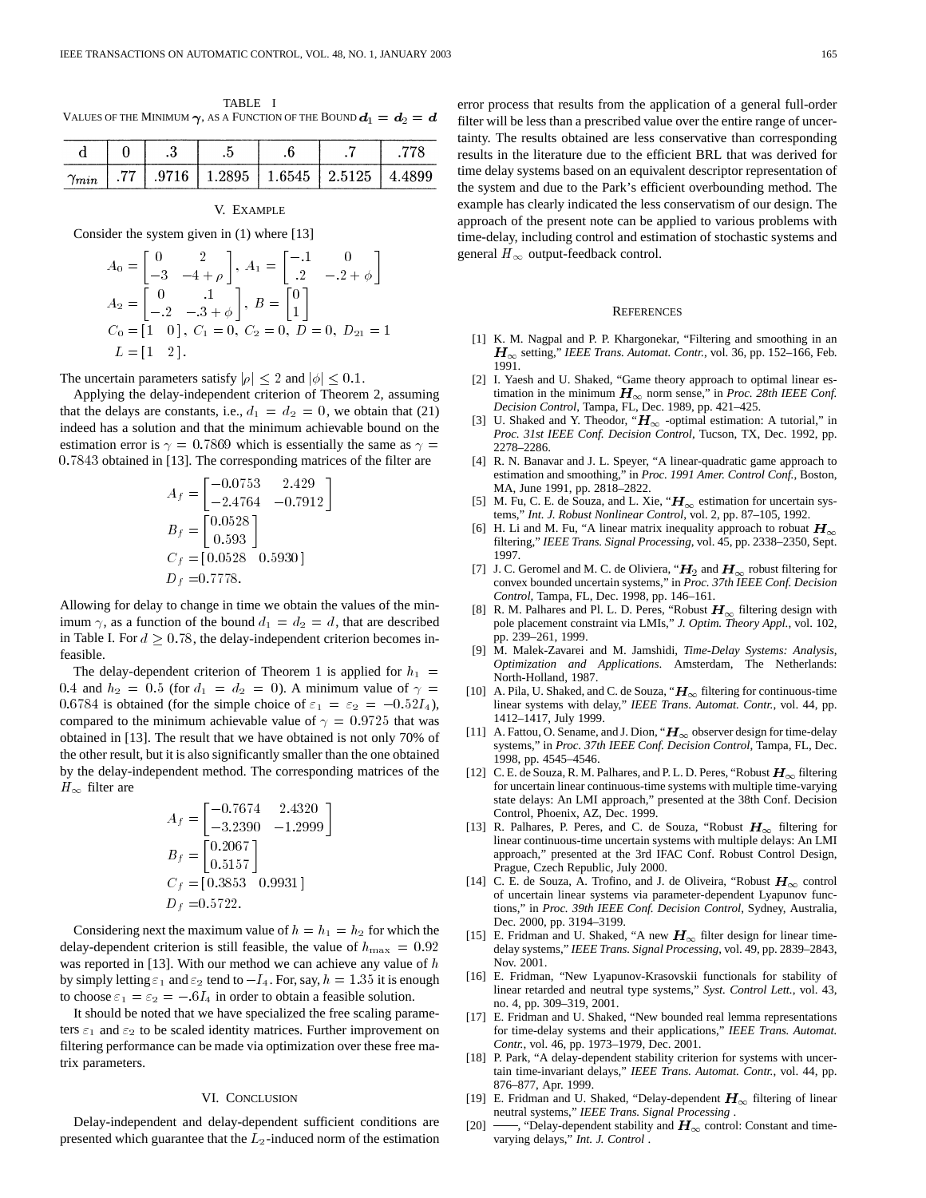TABLE I
VALUES OF THE MINIMUM $\gamma$, AS A FUNCTION OF THE BOUND $d_1 = d_2 = d$

| d | 0 | .3 | .5 | .6 | .7 | .778 |
|---|---|---|---|---|---|---|
| $\gamma_{min}$ | .77 | .9716 | 1.2895 | 1.6545 | 2.5125 | 4.4899 |

## V. EXAMPLE

Consider the system given in (1) where [13]

$$A_0 = \begin{bmatrix} 0 & 2 \\ -3 & -4+\rho \end{bmatrix}, \; A_1 = \begin{bmatrix} -.1 & 0 \\ .2 & -.2+\phi \end{bmatrix}$$
$$A_2 = \begin{bmatrix} 0 & .1 \\ -.2 & -.3+\phi \end{bmatrix}, \; B = \begin{bmatrix} 0 \\ 1 \end{bmatrix}$$
$$C_0 = [1 \quad 0], \; C_1 = 0, \; C_2 = 0, \; D = 0, \; D_{21} = 1$$
$$L = [1 \quad 2].$$

The uncertain parameters satisfy $|\rho| \le 2$ and $|\phi| \le 0.1$.

Applying the delay-independent criterion of Theorem 2, assuming that the delays are constants, i.e., $\dot{d}_1 = \dot{d}_2 = 0$, we obtain that (21) indeed has a solution and that the minimum achievable bound on the estimation error is $\gamma = 0.7869$ which is essentially the same as $\gamma = 0.7843$ obtained in [13]. The corresponding matrices of the filter are

$$A_f = \begin{bmatrix} -0.0753 & 2.429 \\ -2.4764 & -0.7912 \end{bmatrix}$$
$$B_f = \begin{bmatrix} 0.0528 \\ 0.593 \end{bmatrix}$$
$$C_f = [0.0528 \quad 0.5930]$$
$$D_f = 0.7778.$$

Allowing for delay to change in time we obtain the values of the minimum $\gamma$, as a function of the bound $d_1 = d_2 = d$, that are described in Table I. For $d \ge 0.78$, the delay-independent criterion becomes infeasible.

The delay-dependent criterion of Theorem 1 is applied for $h_1 = 0.4$ and $h_2 = 0.5$ (for $d_1 = d_2 = 0$). A minimum value of $\gamma = 0.6784$ is obtained (for the simple choice of $\varepsilon_1 = \varepsilon_2 = -0.52I_4$), compared to the minimum achievable value of $\gamma = 0.9725$ that was obtained in [13]. The result that we have obtained is not only 70% of the other result, but it is also significantly smaller than the one obtained by the delay-independent method. The corresponding matrices of the $H_\infty$ filter are

$$A_f = \begin{bmatrix} -0.7674 & 2.4320 \\ -3.2390 & -1.2999 \end{bmatrix}$$
$$B_f = \begin{bmatrix} 0.2067 \\ 0.5157 \end{bmatrix}$$
$$C_f = [0.3853 \quad 0.9931]$$
$$D_f = 0.5722.$$

Considering next the maximum value of $h = h_1 = h_2$ for which the delay-dependent criterion is still feasible, the value of $h_{\max} = 0.92$ was reported in [13]. With our method we can achieve any value of $h$ by simply letting $\varepsilon_1$ and $\varepsilon_2$ tend to $-I_4$. For, say, $h = 1.35$ it is enough to choose $\varepsilon_1 = \varepsilon_2 = -.6I_4$ in order to obtain a feasible solution.

It should be noted that we have specialized the free scaling parameters $\varepsilon_1$ and $\varepsilon_2$ to be scaled identity matrices. Further improvement on filtering performance can be made via optimization over these free matrix parameters.

## VI. CONCLUSION

Delay-independent and delay-dependent sufficient conditions are presented which guarantee that the $L_2$-induced norm of the estimation error process that results from the application of a general full-order filter will be less than a prescribed value over the entire range of uncertainty. The results obtained are less conservative than corresponding results in the literature due to the efficient BRL that was derived for time delay systems based on an equivalent descriptor representation of the system and due to the Park's efficient overbounding method. The example has clearly indicated the less conservatism of our design. The approach of the present note can be applied to various problems with time-delay, including control and estimation of stochastic systems and general $H_\infty$ output-feedback control.

## REFERENCES

[1] K. M. Nagpal and P. P. Khargonekar, "Filtering and smoothing in an $H_\infty$ setting," *IEEE Trans. Automat. Contr.*, vol. 36, pp. 152–166, Feb. 1991.

[2] I. Yaesh and U. Shaked, "Game theory approach to optimal linear estimation in the minimum $H_\infty$ norm sense," in *Proc. 28th IEEE Conf. Decision Control*, Tampa, FL, Dec. 1989, pp. 421–425.

[3] U. Shaked and Y. Theodor, "$H_\infty$ -optimal estimation: A tutorial," in *Proc. 31st IEEE Conf. Decision Control*, Tucson, TX, Dec. 1992, pp. 2278–2286.

[4] R. N. Banavar and J. L. Speyer, "A linear-quadratic game approach to estimation and smoothing," in *Proc. 1991 Amer. Control Conf.*, Boston, MA, June 1991, pp. 2818–2822.

[5] M. Fu, C. E. de Souza, and L. Xie, "$H_\infty$ estimation for uncertain systems," *Int. J. Robust Nonlinear Control*, vol. 2, pp. 87–105, 1992.

[6] H. Li and M. Fu, "A linear matrix inequality approach to robust $H_\infty$ filtering," *IEEE Trans. Signal Processing*, vol. 45, pp. 2338–2350, Sept. 1997.

[7] J. C. Geromel and M. C. de Oliveira, "$H_2$ and $H_\infty$ robust filtering for convex bounded uncertain systems," in *Proc. 37th IEEE Conf. Decision Control*, Tampa, FL, Dec. 1998, pp. 146–161.

[8] R. M. Palhares and Pl. L. D. Peres, "Robust $H_\infty$ filtering design with pole placement constraint via LMIs," *J. Optim. Theory Appl.*, vol. 102, pp. 239–261, 1999.

[9] M. Malek-Zavarei and M. Jamshidi, *Time-Delay Systems: Analysis, Optimization and Applications*. Amsterdam, The Netherlands: North-Holland, 1987.

[10] A. Pila, U. Shaked, and C. de Souza, "$H_\infty$ filtering for continuous-time linear systems with delay," *IEEE Trans. Automat. Contr.*, vol. 44, pp. 1412–1417, July 1999.

[11] A. Fattou, O. Sename, and J. Dion, "$H_\infty$ observer design for time-delay systems," in *Proc. 37th IEEE Conf. Decision Control*, Tampa, FL, Dec. 1998, pp. 4545–4546.

[12] C. E. de Souza, R. M. Palhares, and P. L. D. Peres, "Robust $H_\infty$ filtering for uncertain linear continuous-time systems with multiple time-varying state delays: An LMI approach," presented at the 38th Conf. Decision Control, Phoenix, AZ, Dec. 1999.

[13] R. Palhares, P. Peres, and C. de Souza, "Robust $H_\infty$ filtering for linear continuous-time uncertain systems with multiple delays: An LMI approach," presented at the 3rd IFAC Conf. Robust Control Design, Prague, Czech Republic, July 2000.

[14] C. E. de Souza, A. Trofino, and J. de Oliveira, "Robust $H_\infty$ control of uncertain linear systems via parameter-dependent Lyapunov functions," in *Proc. 39th IEEE Conf. Decision Control*, Sydney, Australia, Dec. 2000, pp. 3194–3199.

[15] E. Fridman and U. Shaked, "A new $H_\infty$ filter design for linear time-delay systems," *IEEE Trans. Signal Processing*, vol. 49, pp. 2839–2843, Nov. 2001.

[16] E. Fridman, "New Lyapunov-Krasovskii functionals for stability of linear retarded and neutral type systems," *Syst. Control Lett.*, vol. 43, no. 4, pp. 309–319, 2001.

[17] E. Fridman and U. Shaked, "New bounded real lemma representations for time-delay systems and their applications," *IEEE Trans. Automat. Contr.*, vol. 46, pp. 1973–1979, Dec. 2001.

[18] P. Park, "A delay-dependent stability criterion for systems with uncertain time-invariant delays," *IEEE Trans. Automat. Contr.*, vol. 44, pp. 876–877, Apr. 1999.

[19] E. Fridman and U. Shaked, "Delay-dependent $H_\infty$ filtering of linear neutral systems," *IEEE Trans. Signal Processing* .

[20] ——, "Delay-dependent stability and $H_\infty$ control: Constant and time-varying delays," *Int. J. Control* .